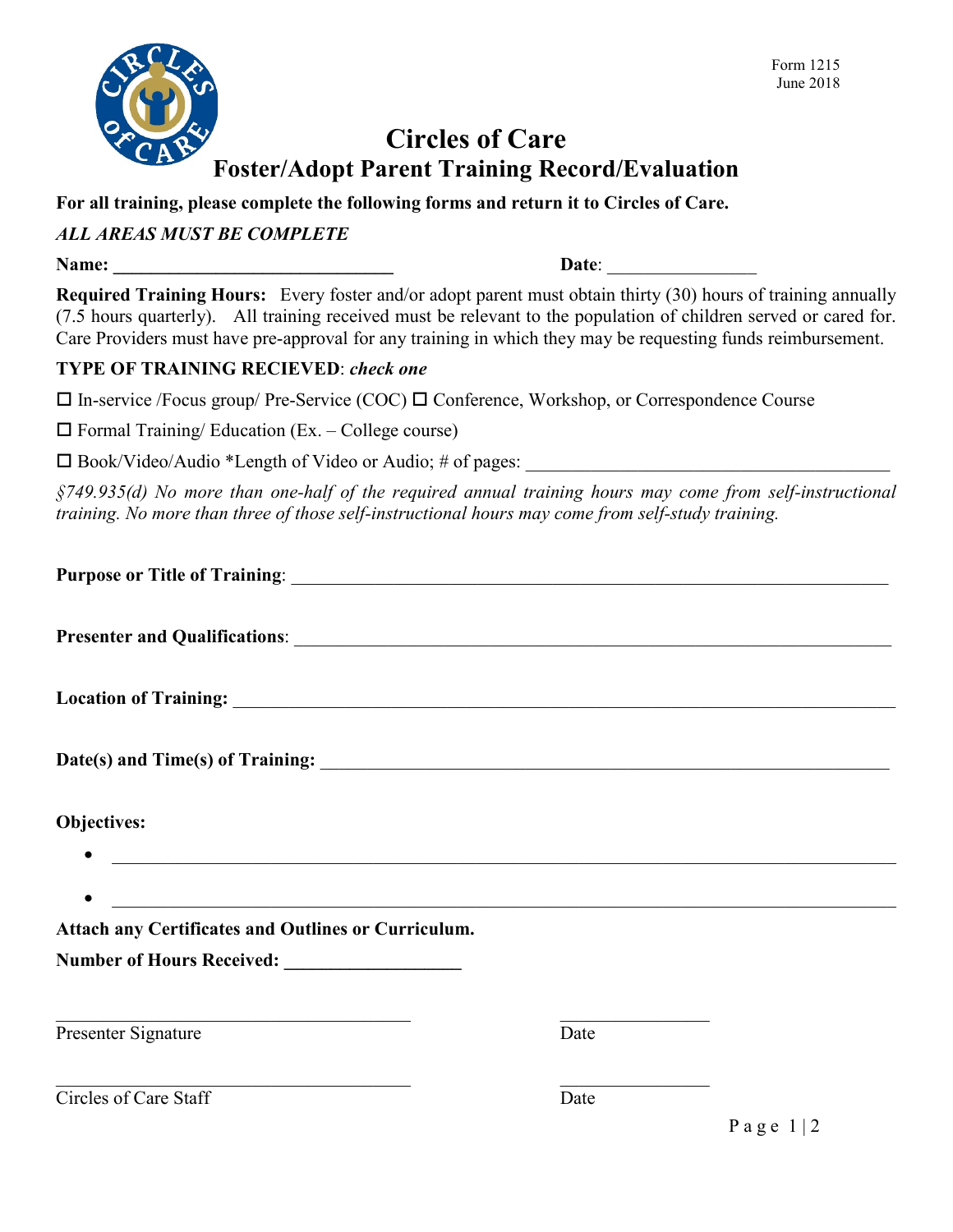Form 1215
June 2018

# Circles of Care
## Foster/Adopt Parent Training Record/Evaluation

**For all training, please complete the following forms and return it to Circles of Care.**

***ALL AREAS MUST BE COMPLETE***

**Name: ______________________________** **Date**: ________________

**Required Training Hours:** Every foster and/or adopt parent must obtain thirty (30) hours of training annually (7.5 hours quarterly). All training received must be relevant to the population of children served or cared for. Care Providers must have pre-approval for any training in which they may be requesting funds reimbursement.

**TYPE OF TRAINING RECIEVED**: ***check one***

☐ In-service /Focus group/ Pre-Service (COC) ☐ Conference, Workshop, or Correspondence Course

☐ Formal Training/ Education (Ex. – College course)

☐ Book/Video/Audio *Length of Video or Audio; # of pages: ________________________________________

*§749.935(d) No more than one-half of the required annual training hours may come from self-instructional training. No more than three of those self-instructional hours may come from self-study training.*

**Purpose or Title of Training**: ____________________________________________________________________

**Presenter and Qualifications**: ____________________________________________________________________

**Location of Training:** ________________________________________________________________________

**Date(s) and Time(s) of Training:** _________________________________________________________________

**Objectives:**

- ________________________________________________________________________________
- ________________________________________________________________________________

**Attach any Certificates and Outlines or Curriculum.**

**Number of Hours Received: __________________**

_______________________________________ ________________
Presenter Signature Date

_______________________________________ ________________
Circles of Care Staff Date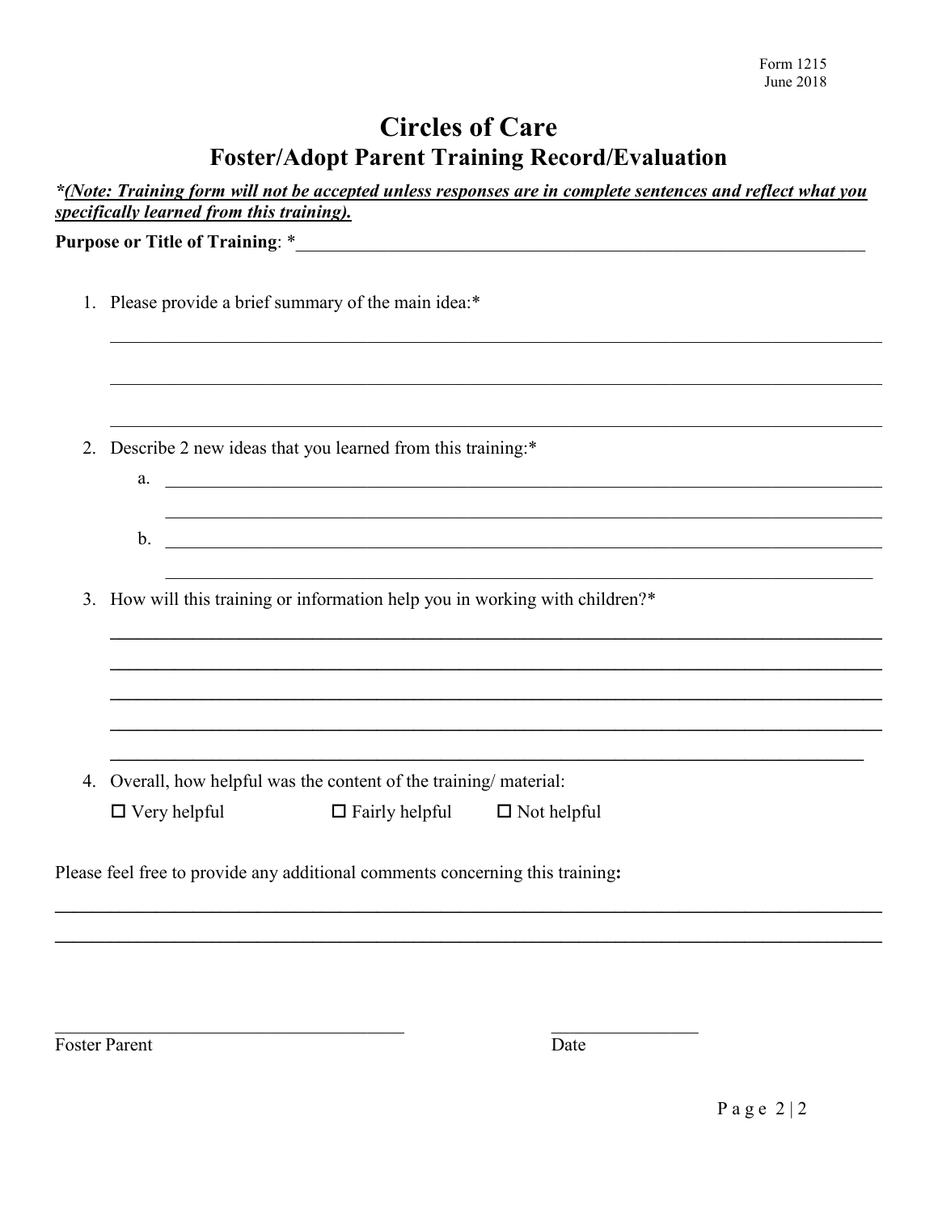Form 1215
June 2018

# Circles of Care

## Foster/Adopt Parent Training Record/Evaluation

***(Note: Training form will not be accepted unless responses are in complete sentences and reflect what you specifically learned from this training).***

**Purpose or Title of Training**: *______________________________________________________________________

1. Please provide a brief summary of the main idea:*

   ______________________________________________________________________________

   ______________________________________________________________________________

   ______________________________________________________________________________

2. Describe 2 new ideas that you learned from this training:*

   a. ____________________________________________________________________________

      ____________________________________________________________________________

   b. ____________________________________________________________________________

      ____________________________________________________________________________

3. How will this training or information help you in working with children?*

   ______________________________________________________________________________

   ______________________________________________________________________________

   ______________________________________________________________________________

   ______________________________________________________________________________

   ______________________________________________________________________________

4. Overall, how helpful was the content of the training/ material:

   ☐ Very helpful ☐ Fairly helpful ☐ Not helpful

Please feel free to provide any additional comments concerning this training**:**

__________________________________________________________________________________

__________________________________________________________________________________

_______________________________________ _________________

Foster Parent Date